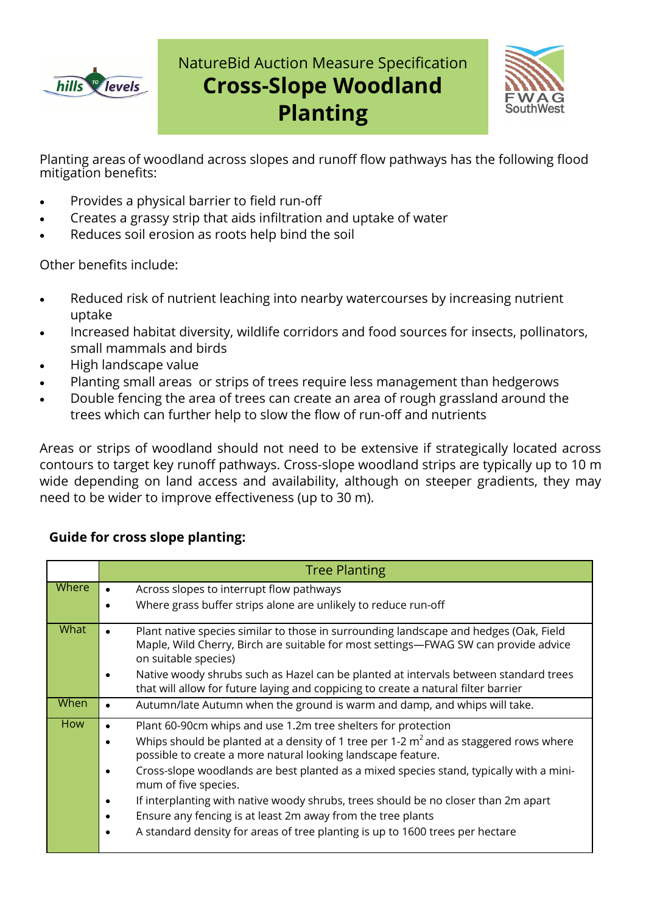NatureBid Auction Measure Specification

# Cross-Slope Woodland Planting

Planting areas of woodland across slopes and runoff flow pathways has the following flood mitigation benefits:

- Provides a physical barrier to field run-off
- Creates a grassy strip that aids infiltration and uptake of water
- Reduces soil erosion as roots help bind the soil

Other benefits include:

- Reduced risk of nutrient leaching into nearby watercourses by increasing nutrient uptake
- Increased habitat diversity, wildlife corridors and food sources for insects, pollinators, small mammals and birds
- High landscape value
- Planting small areas  or strips of trees require less management than hedgerows
- Double fencing the area of trees can create an area of rough grassland around the trees which can further help to slow the flow of run-off and nutrients

Areas or strips of woodland should not need to be extensive if strategically located across contours to target key runoff pathways. Cross-slope woodland strips are typically up to 10 m wide depending on land access and availability, although on steeper gradients, they may need to be wider to improve effectiveness (up to 30 m).

**Guide for cross slope planting:**

| | Tree Planting |
|---|---|
| Where | • Across slopes to interrupt flow pathways<br>• Where grass buffer strips alone are unlikely to reduce run-off |
| What | • Plant native species similar to those in surrounding landscape and hedges (Oak, Field Maple, Wild Cherry, Birch are suitable for most settings—FWAG SW can provide advice on suitable species)<br>• Native woody shrubs such as Hazel can be planted at intervals between standard trees that will allow for future laying and coppicing to create a natural filter barrier |
| When | • Autumn/late Autumn when the ground is warm and damp, and whips will take. |
| How | • Plant 60-90cm whips and use 1.2m tree shelters for protection<br>• Whips should be planted at a density of 1 tree per 1-2 $m^2$ and as staggered rows where possible to create a more natural looking landscape feature.<br>• Cross-slope woodlands are best planted as a mixed species stand, typically with a minimum of five species.<br>• If interplanting with native woody shrubs, trees should be no closer than 2m apart<br>• Ensure any fencing is at least 2m away from the tree plants<br>• A standard density for areas of tree planting is up to 1600 trees per hectare |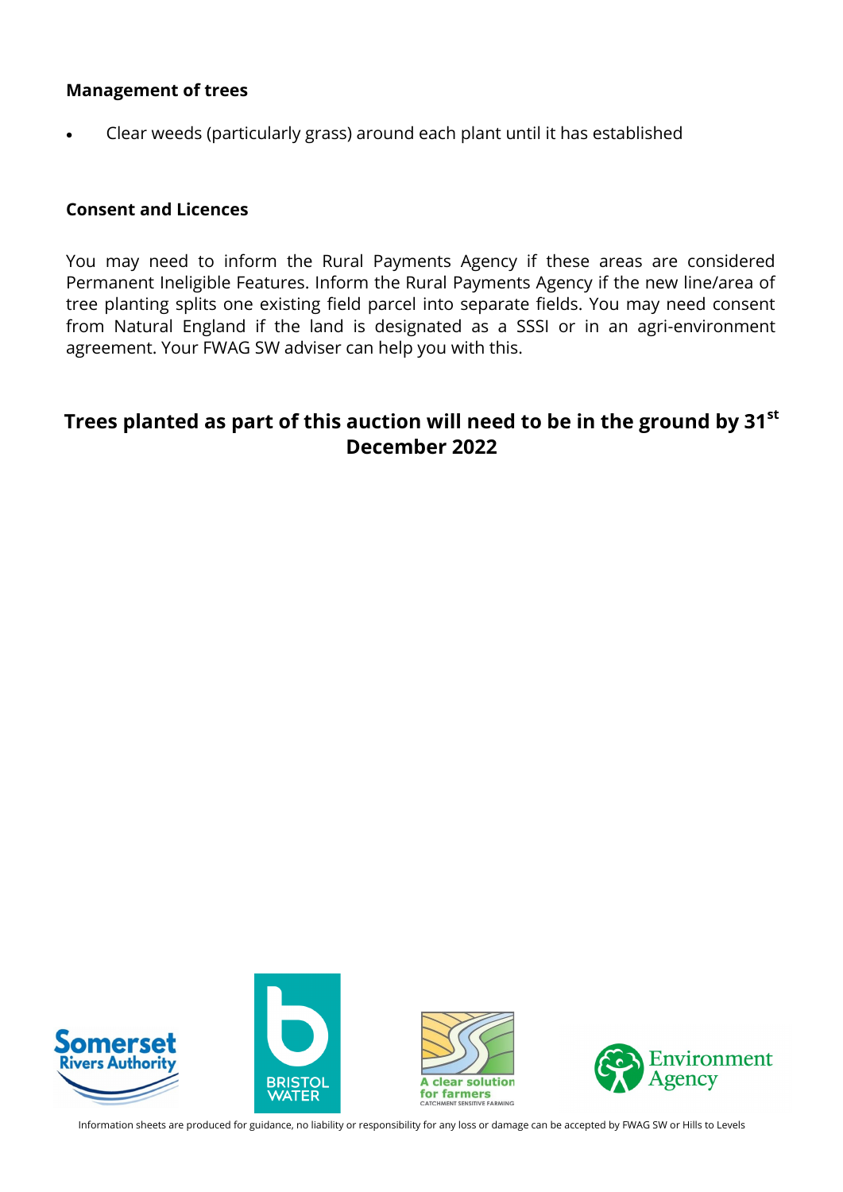**Management of trees**

- Clear weeds (particularly grass) around each plant until it has established

**Consent and Licences**

You may need to inform the Rural Payments Agency if these areas are considered Permanent Ineligible Features. Inform the Rural Payments Agency if the new line/area of tree planting splits one existing field parcel into separate fields. You may need consent from Natural England if the land is designated as a SSSI or in an agri-environment agreement. Your FWAG SW adviser can help you with this.

**Trees planted as part of this auction will need to be in the ground by 31st December 2022**

Information sheets are produced for guidance, no liability or responsibility for any loss or damage can be accepted by FWAG SW or Hills to Levels